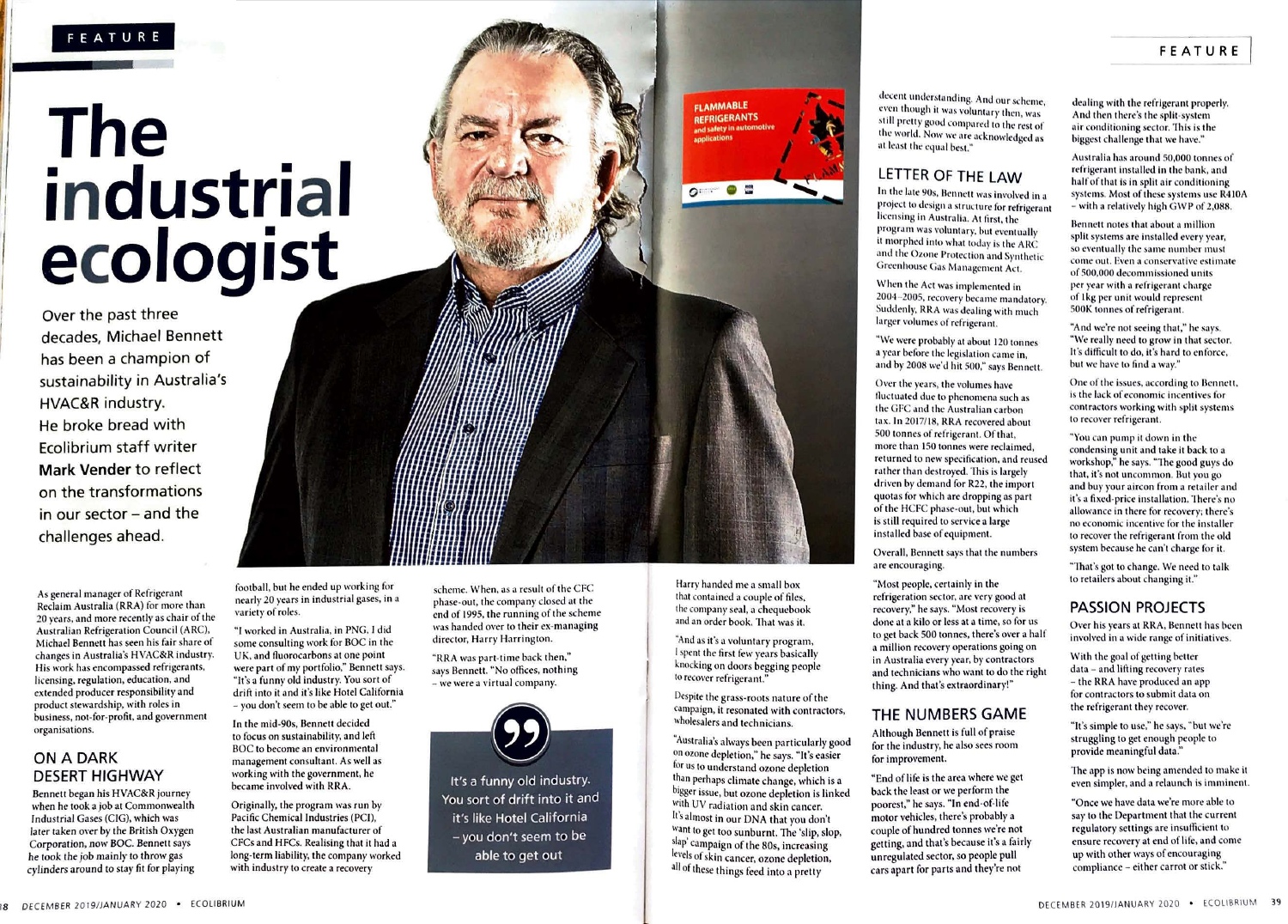FEATURE

# The industrial ecologist

Over the past three decades, Michael Bennett has been a champion of sustainability in Australia's HVAC&R industry. He broke bread with Ecolibrium staff writer **Mark Vender** to reflect on the transformations in our sector – and the challenges ahead.

As general manager of Refrigerant Reclaim Australia (RRA) for more than 20 years, and more recently as chair of the Australian Refrigeration Council (ARC), Michael Bennett has seen his fair share of changes in Australia's HVAC&R industry. His work has encompassed refrigerants, licensing, regulation, education, and extended producer responsibility and product stewardship, with roles in business, not-for-profit, and government organisations.

## ON A DARK DESERT HIGHWAY

Bennett began his HVAC&R journey when he took a job at Commonwealth Industrial Gases (CIG), which was later taken over by the British Oxygen Corporation, now BOC. Bennett says he took the job mainly to throw gas cylinders around to stay fit for playing football, but he ended up working for nearly 20 years in industrial gases, in a variety of roles.

"I worked in Australia, in PNG, I did some consulting work for BOC in the UK, and fluorocarbons at one point were part of my portfolio," Bennett says. "It's a funny old industry. You sort of drift into it and it's like Hotel California – you don't seem to be able to get out."

In the mid-90s, Bennett decided to focus on sustainability, and left BOC to become an environmental management consultant. As well as working with the government, he became involved with RRA.

Originally, the program was run by Pacific Chemical Industries (PCI), the last Australian manufacturer of CFCs and HFCs. Realising that it had a long-term liability, the company worked with industry to create a recovery scheme. When, as a result of the CFC phase-out, the company closed at the end of 1995, the running of the scheme was handed over to their ex-managing director, Harry Harrington.

"RRA was part-time back then," says Bennett. "No offices, nothing – we were a virtual company.

> It's a funny old industry. You sort of drift into it and it's like Hotel California – you don't seem to be able to get out

Harry handed me a small box that contained a couple of files, the company seal, a chequebook and an order book. That was it.

"And as it's a voluntary program, I spent the first few years basically knocking on doors begging people to recover refrigerant."

Despite the grass-roots nature of the campaign, it resonated with contractors, wholesalers and technicians.

"Australia's always been particularly good on ozone depletion," he says. "It's easier for us to understand ozone depletion than perhaps climate change, which is a bigger issue, but ozone depletion is linked with UV radiation and skin cancer. It's almost in our DNA that you don't want to get too sunburnt. The 'slip, slop, slap' campaign of the 80s, increasing levels of skin cancer, ozone depletion, all of these things feed into a pretty decent understanding. And our scheme, even though it was voluntary then, was still pretty good compared to the rest of the world. Now we are acknowledged as at least the equal best."

## LETTER OF THE LAW

In the late 90s, Bennett was involved in a project to design a structure for refrigerant licensing in Australia. At first, the program was voluntary, but eventually it morphed into what today is the ARC and the Ozone Protection and Synthetic Greenhouse Gas Management Act.

When the Act was implemented in 2004–2005, recovery became mandatory. Suddenly, RRA was dealing with much larger volumes of refrigerant.

"We were probably at about 120 tonnes a year before the legislation came in, and by 2008 we'd hit 500," says Bennett.

Over the years, the volumes have fluctuated due to phenomena such as the GFC and the Australian carbon tax. In 2017/18, RRA recovered about 500 tonnes of refrigerant. Of that, more than 150 tonnes were reclaimed, returned to new specification, and reused rather than destroyed. This is largely driven by demand for R22, the import quotas for which are dropping as part of the HCFC phase-out, but which is still required to service a large installed base of equipment.

Overall, Bennett says that the numbers are encouraging.

"Most people, certainly in the refrigeration sector, are very good at recovery," he says. "Most recovery is done at a kilo or less at a time, so for us to get back 500 tonnes, there's over a half a million recovery operations going on in Australia every year, by contractors and technicians who want to do the right thing. And that's extraordinary!"

## THE NUMBERS GAME

Although Bennett is full of praise for the industry, he also sees room for improvement.

"End of life is the area where we get back the least or we perform the poorest," he says. "In end-of-life motor vehicles, there's probably a couple of hundred tonnes we're not getting, and that's because it's a fairly unregulated sector, so people pull cars apart for parts and they're not dealing with the refrigerant properly. And then there's the split-system air conditioning sector. This is the biggest challenge that we have."

Australia has around 50,000 tonnes of refrigerant installed in the bank, and half of that is in split air conditioning systems. Most of these systems use R410A – with a relatively high GWP of 2,088.

Bennett notes that about a million split systems are installed every year, so eventually the same number must come out. Even a conservative estimate of 500,000 decommissioned units per year with a refrigerant charge of 1kg per unit would represent 500K tonnes of refrigerant.

"And we're not seeing that," he says. "We really need to grow in that sector. It's difficult to do, it's hard to enforce, but we have to find a way."

One of the issues, according to Bennett, is the lack of economic incentives for contractors working with split systems to recover refrigerant.

"You can pump it down in the condensing unit and take it back to a workshop," he says. "The good guys do that, it's not uncommon. But you go and buy your aircon from a retailer and it's a fixed-price installation. There's no allowance in there for recovery; there's no economic incentive for the installer to recover the refrigerant from the old system because he can't charge for it.

"That's got to change. We need to talk to retailers about changing it."

## PASSION PROJECTS

Over his years at RRA, Bennett has been involved in a wide range of initiatives.

With the goal of getting better data – and lifting recovery rates – the RRA have produced an app for contractors to submit data on the refrigerant they recover.

"It's simple to use," he says, "but we're struggling to get enough people to provide meaningful data."

The app is now being amended to make it even simpler, and a relaunch is imminent.

"Once we have data we're more able to say to the Department that the current regulatory settings are insufficient to ensure recovery at end of life, and come up with other ways of encouraging compliance – either carrot or stick."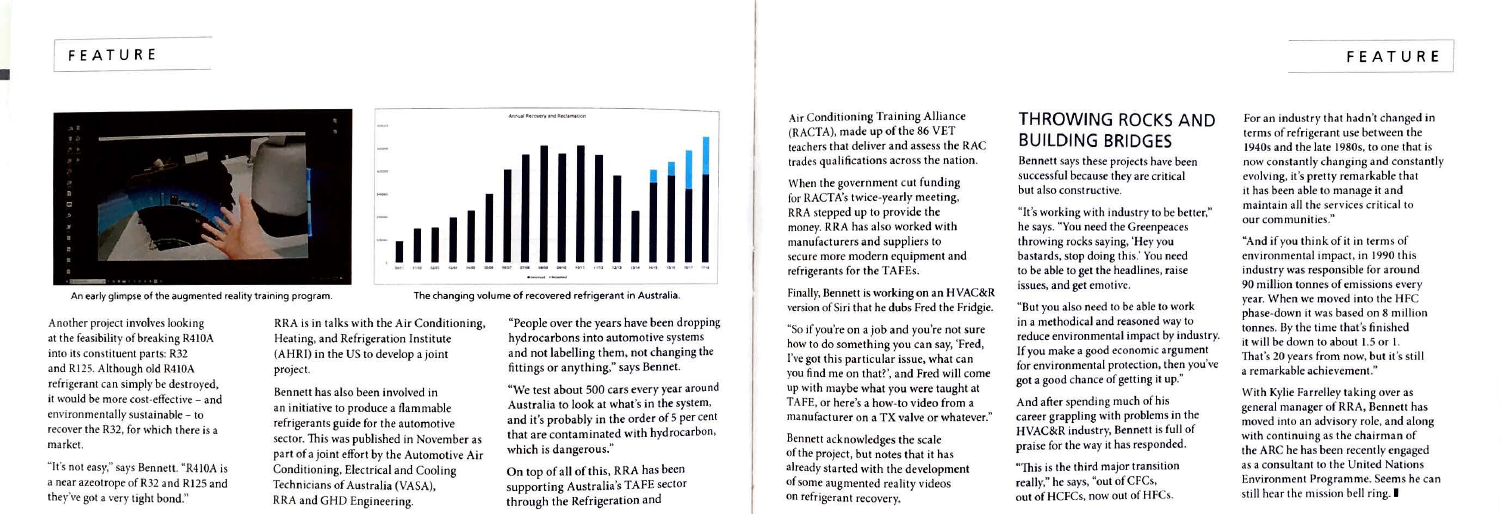An early glimpse of the augmented reality training program.

Annual Recovery and Reclamation

The changing volume of recovered refrigerant in Australia.

Another project involves looking at the feasibility of breaking R410A into its constituent parts: R32 and R125. Although old R410A refrigerant can simply be destroyed, it would be more cost-effective – and environmentally sustainable – to recover the R32, for which there is a market.

"It's not easy," says Bennett. "R410A is a near azeotrope of R32 and R125 and they've got a very tight bond."

RRA is in talks with the Air Conditioning, Heating, and Refrigeration Institute (AHRI) in the US to develop a joint project.

Bennett has also been involved in an initiative to produce a flammable refrigerants guide for the automotive sector. This was published in November as part of a joint effort by the Automotive Air Conditioning, Electrical and Cooling Technicians of Australia (VASA), RRA and GHD Engineering.

"People over the years have been dropping hydrocarbons into automotive systems and not labelling them, not changing the fittings or anything," says Bennet.

"We test about 500 cars every year around Australia to look at what's in the system, and it's probably in the order of 5 per cent that are contaminated with hydrocarbon, which is dangerous."

On top of all of this, RRA has been supporting Australia's TAFE sector through the Refrigeration and Air Conditioning Training Alliance (RACTA), made up of the 86 VET teachers that deliver and assess the RAC trades qualifications across the nation.

When the government cut funding for RACTA's twice-yearly meeting, RRA stepped up to provide the money. RRA has also worked with manufacturers and suppliers to secure more modern equipment and refrigerants for the TAFEs.

Finally, Bennett is working on an HVAC&R version of Siri that he dubs Fred the Fridgie.

"So if you're on a job and you're not sure how to do something you can say, 'Fred, I've got this particular issue, what can you find me on that?', and Fred will come up with maybe what you were taught at TAFE, or here's a how-to video from a manufacturer on a TX valve or whatever."

Bennett acknowledges the scale of the project, but notes that it has already started with the development of some augmented reality videos on refrigerant recovery.

## THROWING ROCKS AND BUILDING BRIDGES

Bennett says these projects have been successful because they are critical but also constructive.

"It's working with industry to be better," he says. "You need the Greenpeaces throwing rocks saying, 'Hey you bastards, stop doing this.' You need to be able to get the headlines, raise issues, and get emotive.

"But you also need to be able to work in a methodical and reasoned way to reduce environmental impact by industry. If you make a good economic argument for environmental protection, then you've got a good chance of getting it up."

And after spending much of his career grappling with problems in the HVAC&R industry, Bennett is full of praise for the way it has responded.

"This is the third major transition really," he says, "out of CFCs, out of HCFCs, now out of HFCs.

For an industry that hadn't changed in terms of refrigerant use between the 1940s and the late 1980s, to one that is now constantly changing and constantly evolving, it's pretty remarkable that it has been able to manage it and maintain all the services critical to our communities."

"And if you think of it in terms of environmental impact, in 1990 this industry was responsible for around 90 million tonnes of emissions every year. When we moved into the HFC phase-down it was based on 8 million tonnes. By the time that's finished it will be down to about 1.5 or 1. That's 20 years from now, but it's still a remarkable achievement."

With Kylie Farrelley taking over as general manager of RRA, Bennett has moved into an advisory role, and along with continuing as the chairman of the ARC he has been recently engaged as a consultant to the United Nations Environment Programme. Seems he can still hear the mission bell ring. ∎